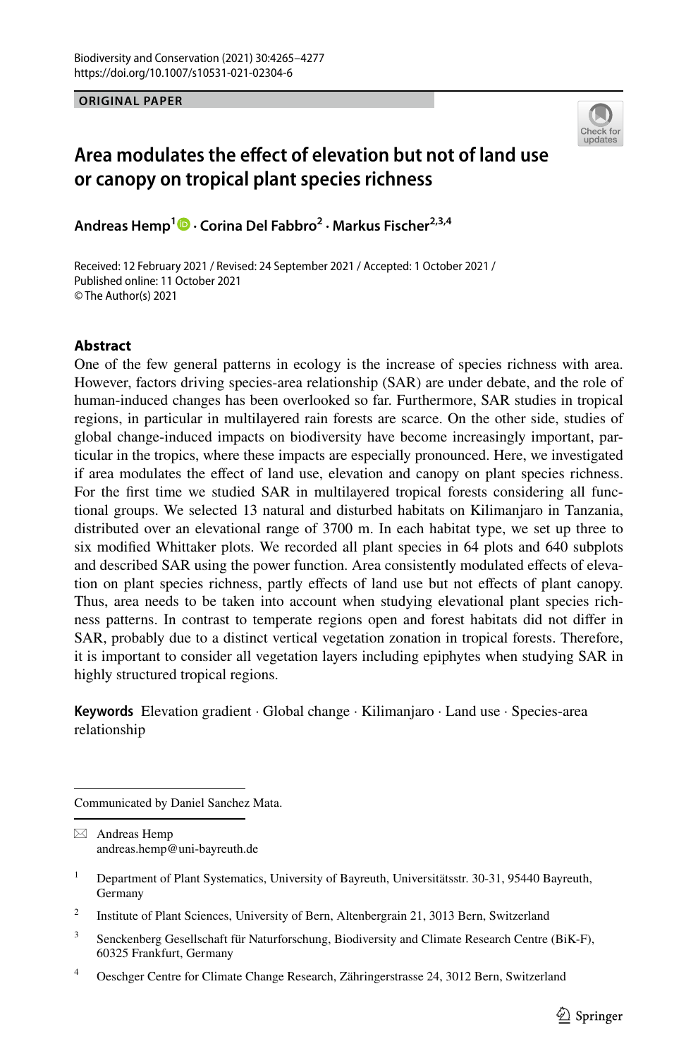**ORIGINAL PAPER**

# Area modulates the effect of elevation but not of land use or canopy on tropical plant species richness

**Andreas Hemp[1] · Corina Del Fabbro[2] · Markus Fischer[2,3,4]**

Received: 12 February 2021 / Revised: 24 September 2021 / Accepted: 1 October 2021 / Published online: 11 October 2021
© The Author(s) 2021

## Abstract

One of the few general patterns in ecology is the increase of species richness with area. However, factors driving species-area relationship (SAR) are under debate, and the role of human-induced changes has been overlooked so far. Furthermore, SAR studies in tropical regions, in particular in multilayered rain forests are scarce. On the other side, studies of global change-induced impacts on biodiversity have become increasingly important, particular in the tropics, where these impacts are especially pronounced. Here, we investigated if area modulates the effect of land use, elevation and canopy on plant species richness. For the first time we studied SAR in multilayered tropical forests considering all functional groups. We selected 13 natural and disturbed habitats on Kilimanjaro in Tanzania, distributed over an elevational range of 3700 m. In each habitat type, we set up three to six modified Whittaker plots. We recorded all plant species in 64 plots and 640 subplots and described SAR using the power function. Area consistently modulated effects of elevation on plant species richness, partly effects of land use but not effects of plant canopy. Thus, area needs to be taken into account when studying elevational plant species richness patterns. In contrast to temperate regions open and forest habitats did not differ in SAR, probably due to a distinct vertical vegetation zonation in tropical forests. Therefore, it is important to consider all vegetation layers including epiphytes when studying SAR in highly structured tropical regions.

**Keywords** Elevation gradient · Global change · Kilimanjaro · Land use · Species-area relationship

Communicated by Daniel Sanchez Mata.

✉ Andreas Hemp
andreas.hemp@uni-bayreuth.de

[1] Department of Plant Systematics, University of Bayreuth, Universitätsstr. 30-31, 95440 Bayreuth, Germany

[2] Institute of Plant Sciences, University of Bern, Altenbergrain 21, 3013 Bern, Switzerland

[3] Senckenberg Gesellschaft für Naturforschung, Biodiversity and Climate Research Centre (BiK-F), 60325 Frankfurt, Germany

[4] Oeschger Centre for Climate Change Research, Zähringerstrasse 24, 3012 Bern, Switzerland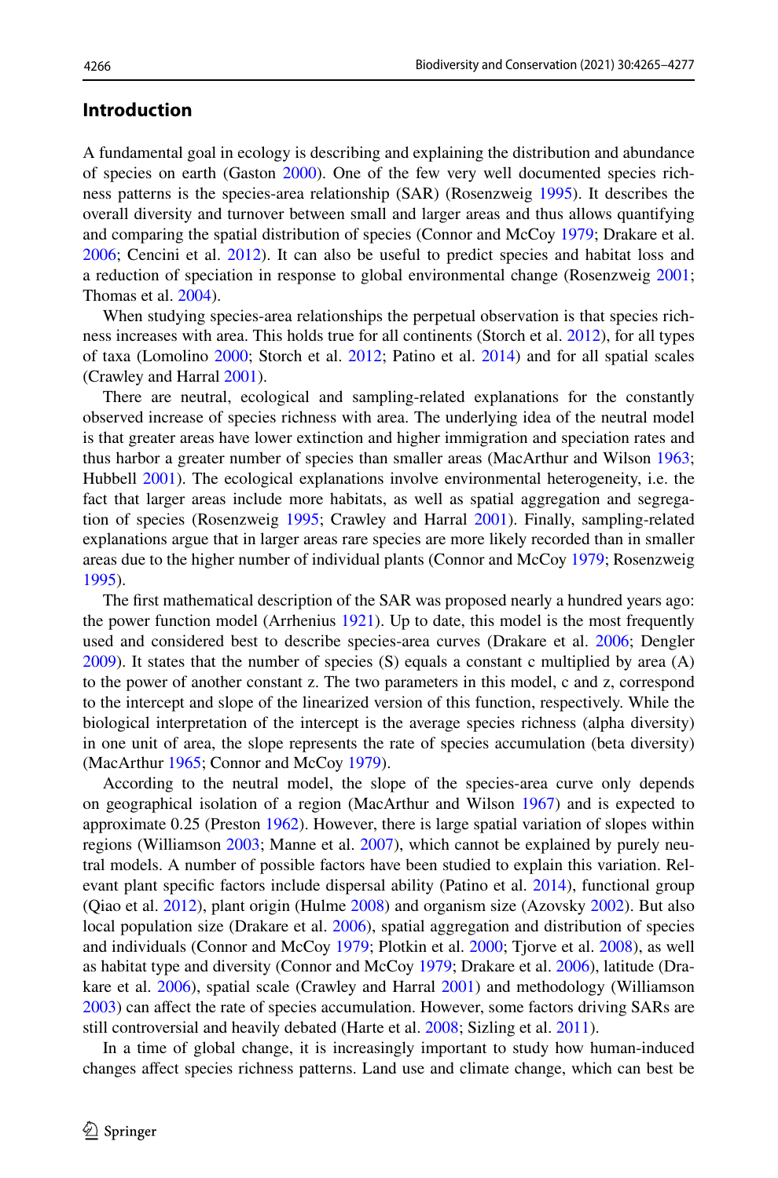## Introduction

A fundamental goal in ecology is describing and explaining the distribution and abundance of species on earth (Gaston 2000). One of the few very well documented species richness patterns is the species-area relationship (SAR) (Rosenzweig 1995). It describes the overall diversity and turnover between small and larger areas and thus allows quantifying and comparing the spatial distribution of species (Connor and McCoy 1979; Drakare et al. 2006; Cencini et al. 2012). It can also be useful to predict species and habitat loss and a reduction of speciation in response to global environmental change (Rosenzweig 2001; Thomas et al. 2004).

When studying species-area relationships the perpetual observation is that species richness increases with area. This holds true for all continents (Storch et al. 2012), for all types of taxa (Lomolino 2000; Storch et al. 2012; Patino et al. 2014) and for all spatial scales (Crawley and Harral 2001).

There are neutral, ecological and sampling-related explanations for the constantly observed increase of species richness with area. The underlying idea of the neutral model is that greater areas have lower extinction and higher immigration and speciation rates and thus harbor a greater number of species than smaller areas (MacArthur and Wilson 1963; Hubbell 2001). The ecological explanations involve environmental heterogeneity, i.e. the fact that larger areas include more habitats, as well as spatial aggregation and segregation of species (Rosenzweig 1995; Crawley and Harral 2001). Finally, sampling-related explanations argue that in larger areas rare species are more likely recorded than in smaller areas due to the higher number of individual plants (Connor and McCoy 1979; Rosenzweig 1995).

The first mathematical description of the SAR was proposed nearly a hundred years ago: the power function model (Arrhenius 1921). Up to date, this model is the most frequently used and considered best to describe species-area curves (Drakare et al. 2006; Dengler 2009). It states that the number of species (S) equals a constant c multiplied by area (A) to the power of another constant z. The two parameters in this model, c and z, correspond to the intercept and slope of the linearized version of this function, respectively. While the biological interpretation of the intercept is the average species richness (alpha diversity) in one unit of area, the slope represents the rate of species accumulation (beta diversity) (MacArthur 1965; Connor and McCoy 1979).

According to the neutral model, the slope of the species-area curve only depends on geographical isolation of a region (MacArthur and Wilson 1967) and is expected to approximate 0.25 (Preston 1962). However, there is large spatial variation of slopes within regions (Williamson 2003; Manne et al. 2007), which cannot be explained by purely neutral models. A number of possible factors have been studied to explain this variation. Relevant plant specific factors include dispersal ability (Patino et al. 2014), functional group (Qiao et al. 2012), plant origin (Hulme 2008) and organism size (Azovsky 2002). But also local population size (Drakare et al. 2006), spatial aggregation and distribution of species and individuals (Connor and McCoy 1979; Plotkin et al. 2000; Tjorve et al. 2008), as well as habitat type and diversity (Connor and McCoy 1979; Drakare et al. 2006), latitude (Drakare et al. 2006), spatial scale (Crawley and Harral 2001) and methodology (Williamson 2003) can affect the rate of species accumulation. However, some factors driving SARs are still controversial and heavily debated (Harte et al. 2008; Sizling et al. 2011).

In a time of global change, it is increasingly important to study how human-induced changes affect species richness patterns. Land use and climate change, which can best be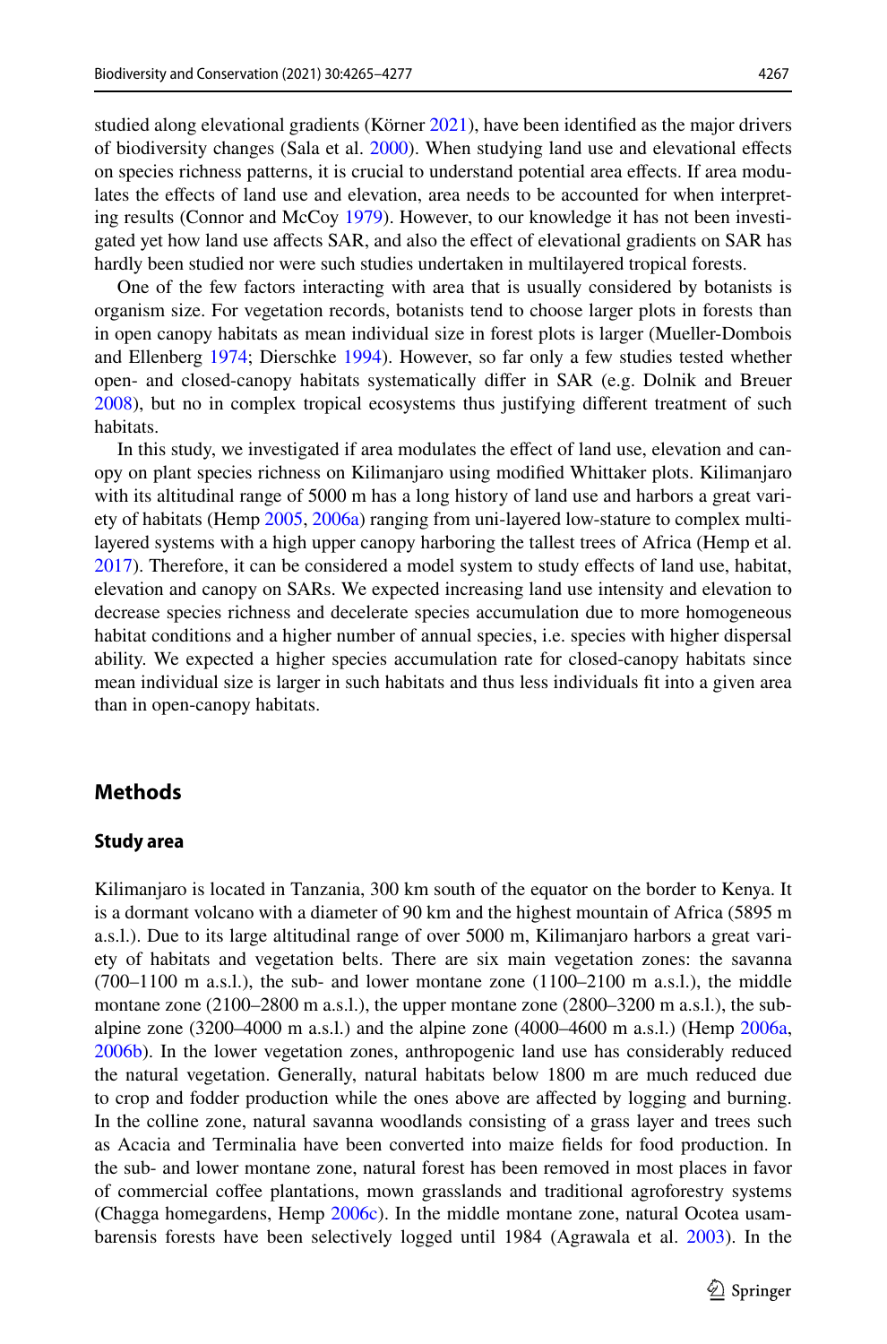studied along elevational gradients (Körner 2021), have been identified as the major drivers of biodiversity changes (Sala et al. 2000). When studying land use and elevational effects on species richness patterns, it is crucial to understand potential area effects. If area modulates the effects of land use and elevation, area needs to be accounted for when interpreting results (Connor and McCoy 1979). However, to our knowledge it has not been investigated yet how land use affects SAR, and also the effect of elevational gradients on SAR has hardly been studied nor were such studies undertaken in multilayered tropical forests.

One of the few factors interacting with area that is usually considered by botanists is organism size. For vegetation records, botanists tend to choose larger plots in forests than in open canopy habitats as mean individual size in forest plots is larger (Mueller-Dombois and Ellenberg 1974; Dierschke 1994). However, so far only a few studies tested whether open- and closed-canopy habitats systematically differ in SAR (e.g. Dolnik and Breuer 2008), but no in complex tropical ecosystems thus justifying different treatment of such habitats.

In this study, we investigated if area modulates the effect of land use, elevation and canopy on plant species richness on Kilimanjaro using modified Whittaker plots. Kilimanjaro with its altitudinal range of 5000 m has a long history of land use and harbors a great variety of habitats (Hemp 2005, 2006a) ranging from uni-layered low-stature to complex multilayered systems with a high upper canopy harboring the tallest trees of Africa (Hemp et al. 2017). Therefore, it can be considered a model system to study effects of land use, habitat, elevation and canopy on SARs. We expected increasing land use intensity and elevation to decrease species richness and decelerate species accumulation due to more homogeneous habitat conditions and a higher number of annual species, i.e. species with higher dispersal ability. We expected a higher species accumulation rate for closed-canopy habitats since mean individual size is larger in such habitats and thus less individuals fit into a given area than in open-canopy habitats.

## Methods

### Study area

Kilimanjaro is located in Tanzania, 300 km south of the equator on the border to Kenya. It is a dormant volcano with a diameter of 90 km and the highest mountain of Africa (5895 m a.s.l.). Due to its large altitudinal range of over 5000 m, Kilimanjaro harbors a great variety of habitats and vegetation belts. There are six main vegetation zones: the savanna (700–1100 m a.s.l.), the sub- and lower montane zone (1100–2100 m a.s.l.), the middle montane zone (2100–2800 m a.s.l.), the upper montane zone (2800–3200 m a.s.l.), the subalpine zone (3200–4000 m a.s.l.) and the alpine zone (4000–4600 m a.s.l.) (Hemp 2006a, 2006b). In the lower vegetation zones, anthropogenic land use has considerably reduced the natural vegetation. Generally, natural habitats below 1800 m are much reduced due to crop and fodder production while the ones above are affected by logging and burning. In the colline zone, natural savanna woodlands consisting of a grass layer and trees such as Acacia and Terminalia have been converted into maize fields for food production. In the sub- and lower montane zone, natural forest has been removed in most places in favor of commercial coffee plantations, mown grasslands and traditional agroforestry systems (Chagga homegardens, Hemp 2006c). In the middle montane zone, natural Ocotea usambarensis forests have been selectively logged until 1984 (Agrawala et al. 2003). In the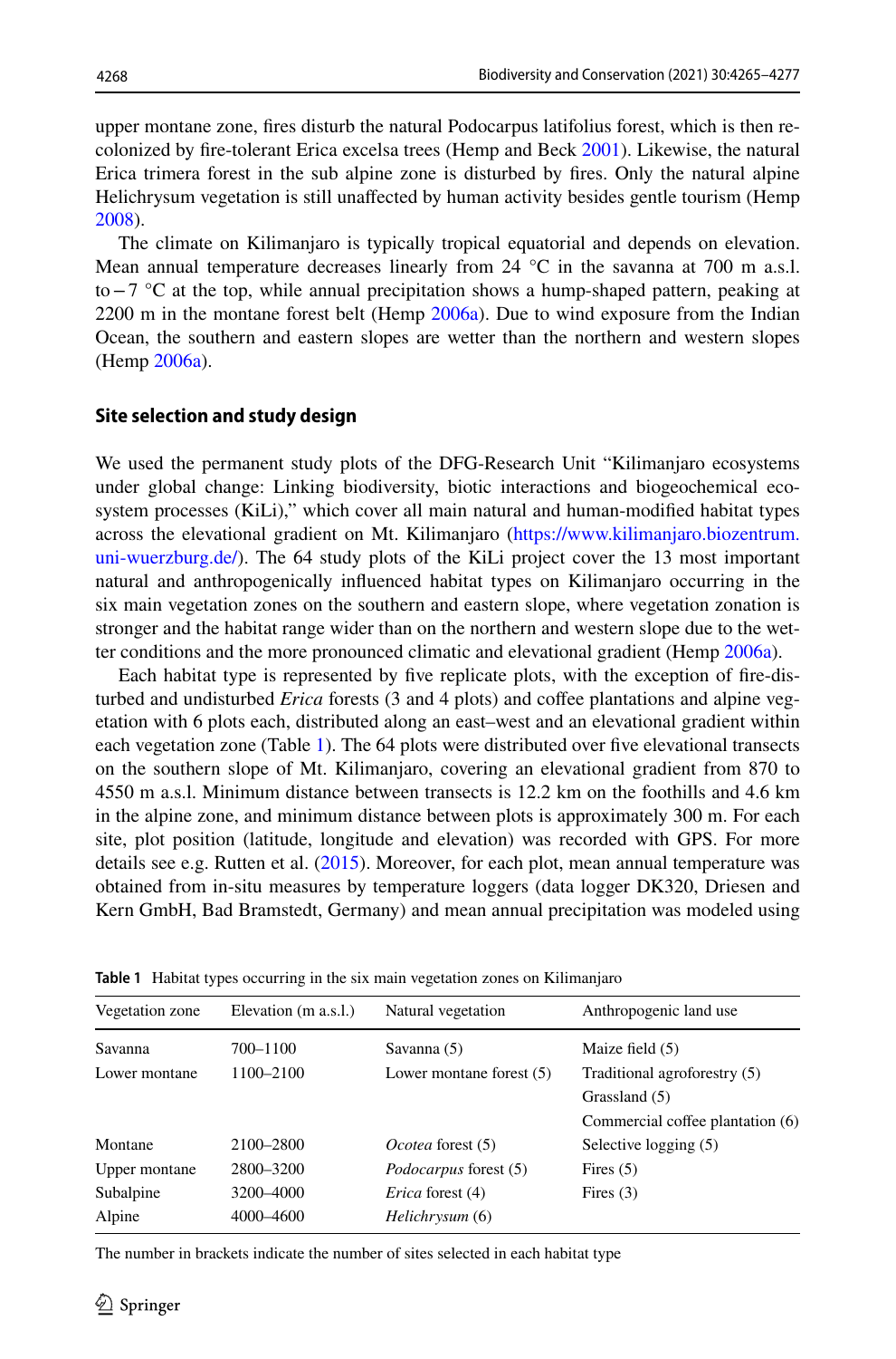upper montane zone, fires disturb the natural Podocarpus latifolius forest, which is then re-colonized by fire-tolerant Erica excelsa trees (Hemp and Beck 2001). Likewise, the natural Erica trimera forest in the sub alpine zone is disturbed by fires. Only the natural alpine Helichrysum vegetation is still unaffected by human activity besides gentle tourism (Hemp 2008).

The climate on Kilimanjaro is typically tropical equatorial and depends on elevation. Mean annual temperature decreases linearly from 24 °C in the savanna at 700 m a.s.l. to −7 °C at the top, while annual precipitation shows a hump-shaped pattern, peaking at 2200 m in the montane forest belt (Hemp 2006a). Due to wind exposure from the Indian Ocean, the southern and eastern slopes are wetter than the northern and western slopes (Hemp 2006a).

### Site selection and study design

We used the permanent study plots of the DFG-Research Unit "Kilimanjaro ecosystems under global change: Linking biodiversity, biotic interactions and biogeochemical ecosystem processes (KiLi)," which cover all main natural and human-modified habitat types across the elevational gradient on Mt. Kilimanjaro (https://www.kilimanjaro.biozentrum.uni-wuerzburg.de/). The 64 study plots of the KiLi project cover the 13 most important natural and anthropogenically influenced habitat types on Kilimanjaro occurring in the six main vegetation zones on the southern and eastern slope, where vegetation zonation is stronger and the habitat range wider than on the northern and western slope due to the wetter conditions and the more pronounced climatic and elevational gradient (Hemp 2006a).

Each habitat type is represented by five replicate plots, with the exception of fire-disturbed and undisturbed *Erica* forests (3 and 4 plots) and coffee plantations and alpine vegetation with 6 plots each, distributed along an east–west and an elevational gradient within each vegetation zone (Table 1). The 64 plots were distributed over five elevational transects on the southern slope of Mt. Kilimanjaro, covering an elevational gradient from 870 to 4550 m a.s.l. Minimum distance between transects is 12.2 km on the foothills and 4.6 km in the alpine zone, and minimum distance between plots is approximately 300 m. For each site, plot position (latitude, longitude and elevation) was recorded with GPS. For more details see e.g. Rutten et al. (2015). Moreover, for each plot, mean annual temperature was obtained from in-situ measures by temperature loggers (data logger DK320, Driesen and Kern GmbH, Bad Bramstedt, Germany) and mean annual precipitation was modeled using

**Table 1** Habitat types occurring in the six main vegetation zones on Kilimanjaro

| Vegetation zone | Elevation (m a.s.l.) | Natural vegetation | Anthropogenic land use |
|---|---|---|---|
| Savanna | 700–1100 | Savanna (5) | Maize field (5) |
| Lower montane | 1100–2100 | Lower montane forest (5) | Traditional agroforestry (5) |
| | | | Grassland (5) |
| | | | Commercial coffee plantation (6) |
| Montane | 2100–2800 | *Ocotea* forest (5) | Selective logging (5) |
| Upper montane | 2800–3200 | *Podocarpus* forest (5) | Fires (5) |
| Subalpine | 3200–4000 | *Erica* forest (4) | Fires (3) |
| Alpine | 4000–4600 | *Helichrysum* (6) | |

The number in brackets indicate the number of sites selected in each habitat type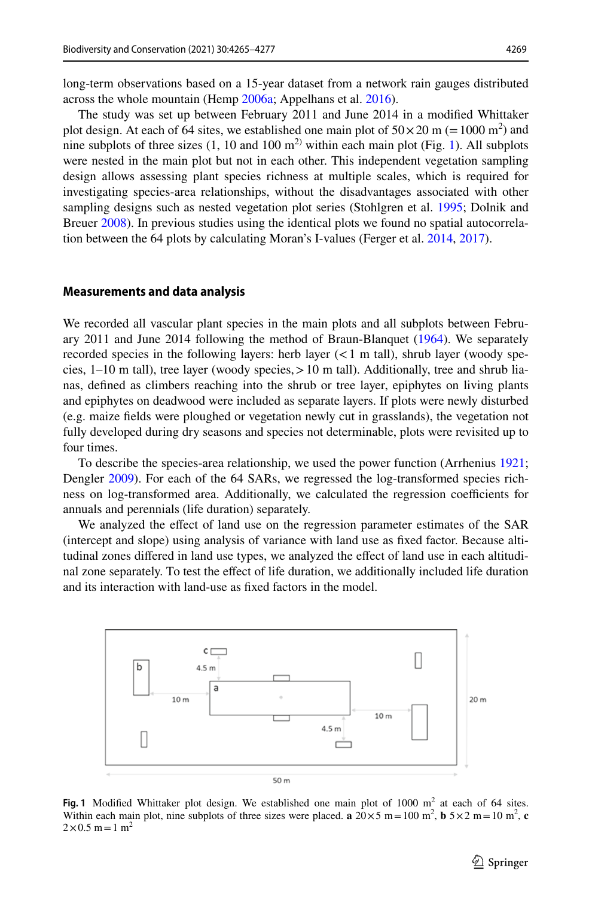long-term observations based on a 15-year dataset from a network rain gauges distributed across the whole mountain (Hemp 2006a; Appelhans et al. 2016).

The study was set up between February 2011 and June 2014 in a modified Whittaker plot design. At each of 64 sites, we established one main plot of 50 × 20 m (= 1000 $m^2$) and nine subplots of three sizes (1, 10 and 100 $m^2$) within each main plot (Fig. 1). All subplots were nested in the main plot but not in each other. This independent vegetation sampling design allows assessing plant species richness at multiple scales, which is required for investigating species-area relationships, without the disadvantages associated with other sampling designs such as nested vegetation plot series (Stohlgren et al. 1995; Dolnik and Breuer 2008). In previous studies using the identical plots we found no spatial autocorrelation between the 64 plots by calculating Moran's I-values (Ferger et al. 2014, 2017).

## Measurements and data analysis

We recorded all vascular plant species in the main plots and all subplots between February 2011 and June 2014 following the method of Braun-Blanquet (1964). We separately recorded species in the following layers: herb layer (< 1 m tall), shrub layer (woody species, 1–10 m tall), tree layer (woody species, > 10 m tall). Additionally, tree and shrub lianas, defined as climbers reaching into the shrub or tree layer, epiphytes on living plants and epiphytes on deadwood were included as separate layers. If plots were newly disturbed (e.g. maize fields were ploughed or vegetation newly cut in grasslands), the vegetation not fully developed during dry seasons and species not determinable, plots were revisited up to four times.

To describe the species-area relationship, we used the power function (Arrhenius 1921; Dengler 2009). For each of the 64 SARs, we regressed the log-transformed species richness on log-transformed area. Additionally, we calculated the regression coefficients for annuals and perennials (life duration) separately.

We analyzed the effect of land use on the regression parameter estimates of the SAR (intercept and slope) using analysis of variance with land use as fixed factor. Because altitudinal zones differed in land use types, we analyzed the effect of land use in each altitudinal zone separately. To test the effect of life duration, we additionally included life duration and its interaction with land-use as fixed factors in the model.

**Fig. 1** Modified Whittaker plot design. We established one main plot of 1000 $m^2$ at each of 64 sites. Within each main plot, nine subplots of three sizes were placed. **a** 20 × 5 m = 100 $m^2$, **b** 5 × 2 m = 10 $m^2$, **c** 2 × 0.5 m = 1 $m^2$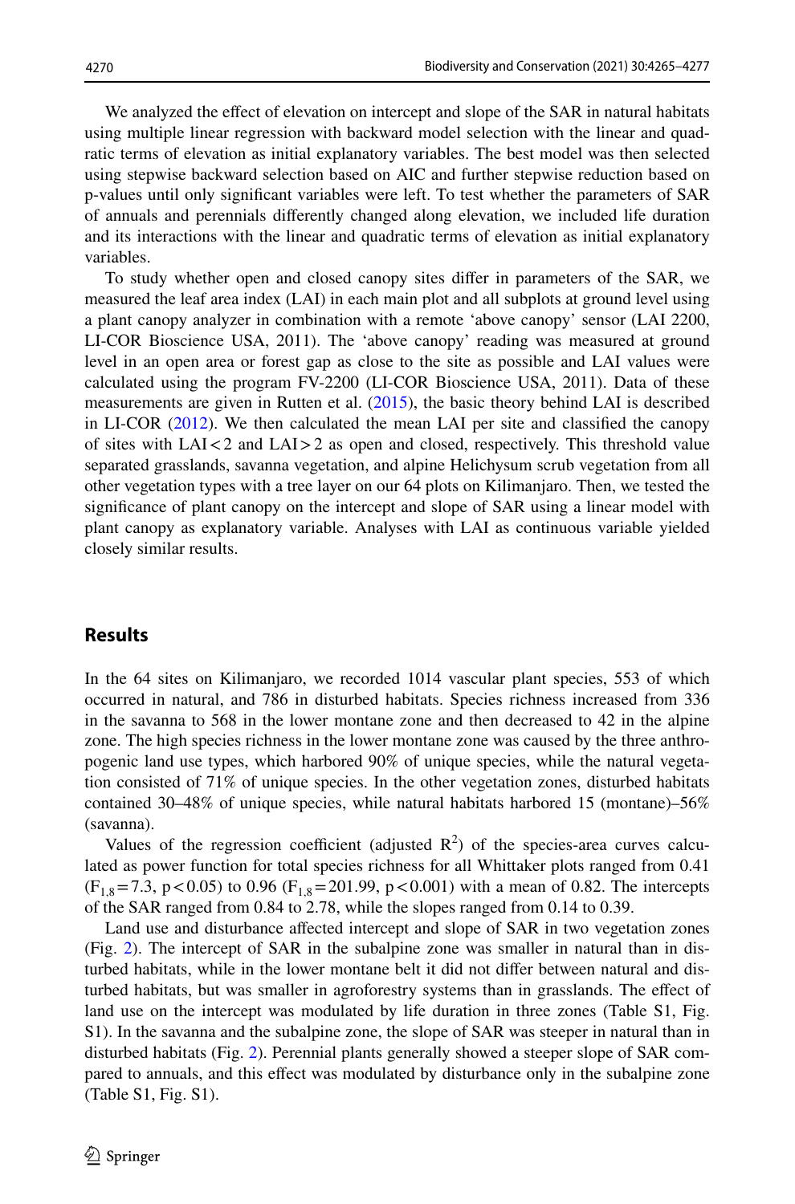We analyzed the effect of elevation on intercept and slope of the SAR in natural habitats using multiple linear regression with backward model selection with the linear and quadratic terms of elevation as initial explanatory variables. The best model was then selected using stepwise backward selection based on AIC and further stepwise reduction based on p-values until only significant variables were left. To test whether the parameters of SAR of annuals and perennials differently changed along elevation, we included life duration and its interactions with the linear and quadratic terms of elevation as initial explanatory variables.

To study whether open and closed canopy sites differ in parameters of the SAR, we measured the leaf area index (LAI) in each main plot and all subplots at ground level using a plant canopy analyzer in combination with a remote 'above canopy' sensor (LAI 2200, LI-COR Bioscience USA, 2011). The 'above canopy' reading was measured at ground level in an open area or forest gap as close to the site as possible and LAI values were calculated using the program FV-2200 (LI-COR Bioscience USA, 2011). Data of these measurements are given in Rutten et al. (2015), the basic theory behind LAI is described in LI-COR (2012). We then calculated the mean LAI per site and classified the canopy of sites with LAI < 2 and LAI > 2 as open and closed, respectively. This threshold value separated grasslands, savanna vegetation, and alpine Helichysum scrub vegetation from all other vegetation types with a tree layer on our 64 plots on Kilimanjaro. Then, we tested the significance of plant canopy on the intercept and slope of SAR using a linear model with plant canopy as explanatory variable. Analyses with LAI as continuous variable yielded closely similar results.

## Results

In the 64 sites on Kilimanjaro, we recorded 1014 vascular plant species, 553 of which occurred in natural, and 786 in disturbed habitats. Species richness increased from 336 in the savanna to 568 in the lower montane zone and then decreased to 42 in the alpine zone. The high species richness in the lower montane zone was caused by the three anthropogenic land use types, which harbored 90% of unique species, while the natural vegetation consisted of 71% of unique species. In the other vegetation zones, disturbed habitats contained 30–48% of unique species, while natural habitats harbored 15 (montane)–56% (savanna).

Values of the regression coefficient (adjusted $R^2$) of the species-area curves calculated as power function for total species richness for all Whittaker plots ranged from 0.41 ($F_{1,8}=7.3$, $p<0.05$) to 0.96 ($F_{1,8}=201.99$, $p<0.001$) with a mean of 0.82. The intercepts of the SAR ranged from 0.84 to 2.78, while the slopes ranged from 0.14 to 0.39.

Land use and disturbance affected intercept and slope of SAR in two vegetation zones (Fig. 2). The intercept of SAR in the subalpine zone was smaller in natural than in disturbed habitats, while in the lower montane belt it did not differ between natural and disturbed habitats, but was smaller in agroforestry systems than in grasslands. The effect of land use on the intercept was modulated by life duration in three zones (Table S1, Fig. S1). In the savanna and the subalpine zone, the slope of SAR was steeper in natural than in disturbed habitats (Fig. 2). Perennial plants generally showed a steeper slope of SAR compared to annuals, and this effect was modulated by disturbance only in the subalpine zone (Table S1, Fig. S1).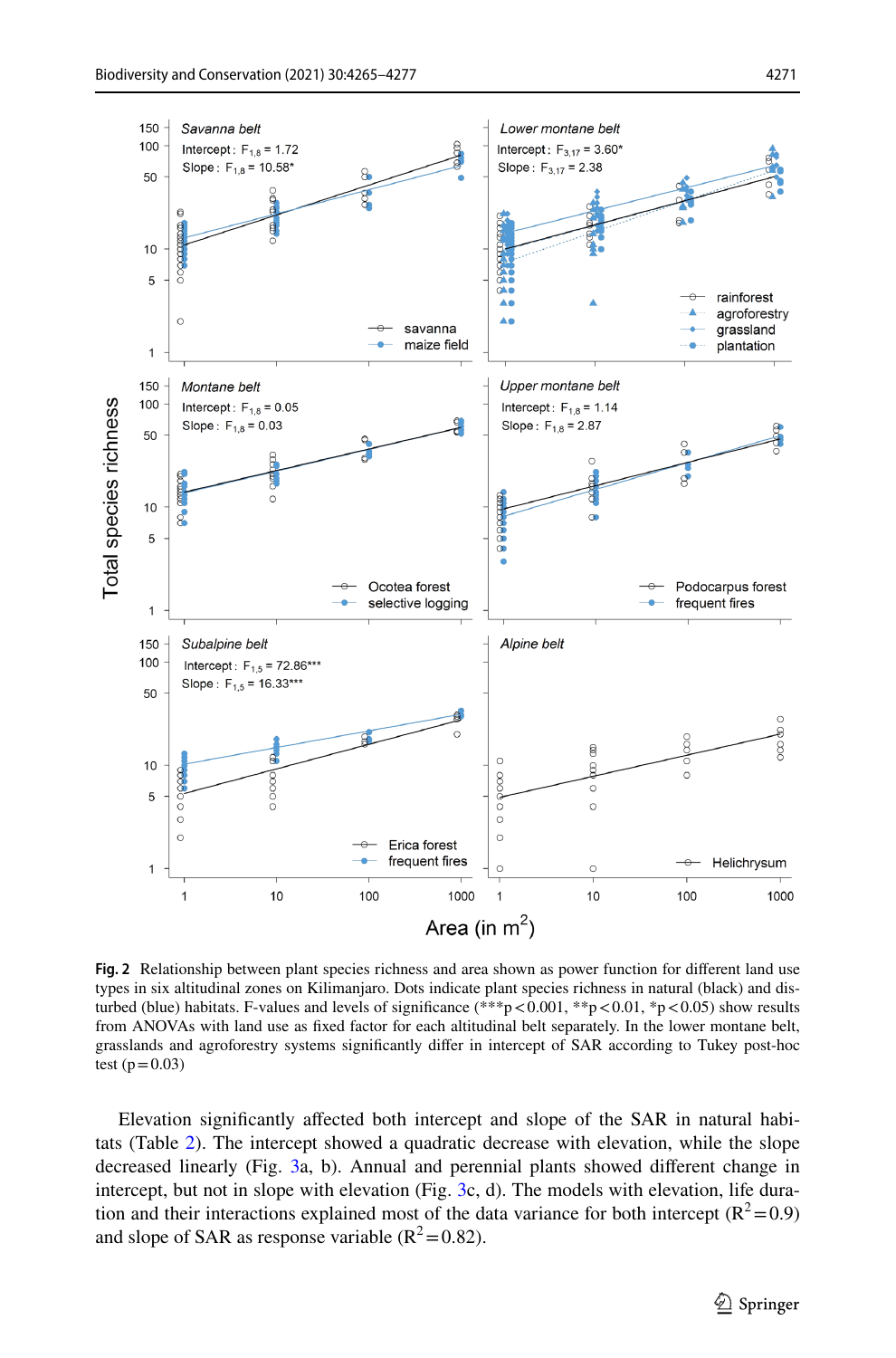**Fig. 2** Relationship between plant species richness and area shown as power function for different land use types in six altitudinal zones on Kilimanjaro. Dots indicate plant species richness in natural (black) and disturbed (blue) habitats. F-values and levels of significance (***p < 0.001, **p < 0.01, *p < 0.05) show results from ANOVAs with land use as fixed factor for each altitudinal belt separately. In the lower montane belt, grasslands and agroforestry systems significantly differ in intercept of SAR according to Tukey post-hoc test (p = 0.03)

Elevation significantly affected both intercept and slope of the SAR in natural habitats (Table 2). The intercept showed a quadratic decrease with elevation, while the slope decreased linearly (Fig. 3a, b). Annual and perennial plants showed different change in intercept, but not in slope with elevation (Fig. 3c, d). The models with elevation, life duration and their interactions explained most of the data variance for both intercept ($R^2 = 0.9$) and slope of SAR as response variable ($R^2 = 0.82$).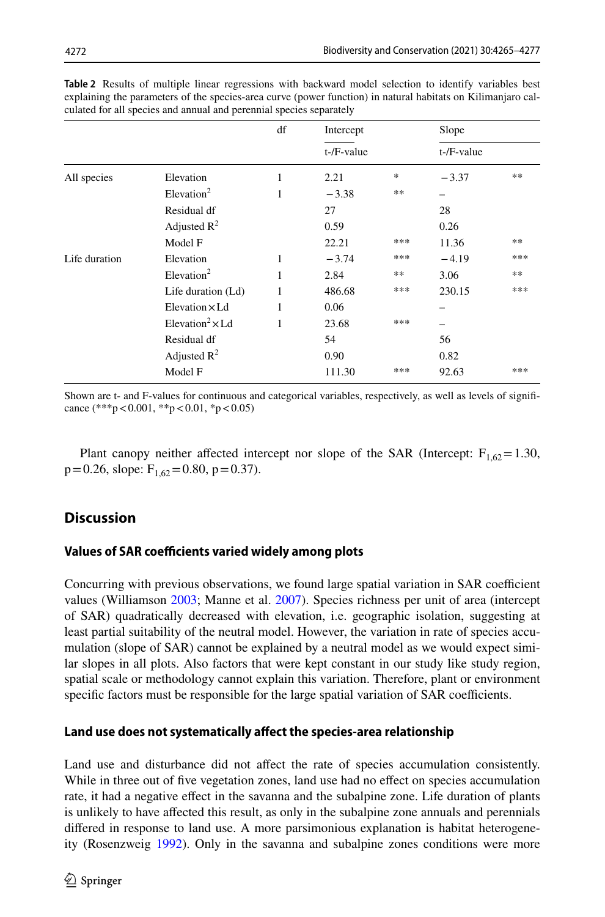**Table 2** Results of multiple linear regressions with backward model selection to identify variables best explaining the parameters of the species-area curve (power function) in natural habitats on Kilimanjaro calculated for all species and annual and perennial species separately

| | | df | Intercept | | Slope | |
|---|---|---|---|---|---|---|
| | | | t-/F-value | | t-/F-value | |
| All species | Elevation | 1 | 2.21 | * | −3.37 | ** |
| | Elevation$^2$ | 1 | −3.38 | ** | – | |
| | Residual df | | 27 | | 28 | |
| | Adjusted $R^2$ | | 0.59 | | 0.26 | |
| | Model F | | 22.21 | *** | 11.36 | ** |
| Life duration | Elevation | 1 | −3.74 | *** | −4.19 | *** |
| | Elevation$^2$ | 1 | 2.84 | ** | 3.06 | ** |
| | Life duration (Ld) | 1 | 486.68 | *** | 230.15 | *** |
| | Elevation × Ld | 1 | 0.06 | | – | |
| | Elevation$^2$ × Ld | 1 | 23.68 | *** | – | |
| | Residual df | | 54 | | 56 | |
| | Adjusted $R^2$ | | 0.90 | | 0.82 | |
| | Model F | | 111.30 | *** | 92.63 | *** |

Shown are t- and F-values for continuous and categorical variables, respectively, as well as levels of significance (***$p<0.001$, **$p<0.01$, *$p<0.05$)

Plant canopy neither affected intercept nor slope of the SAR (Intercept: $F_{1,62}=1.30$, $p=0.26$, slope: $F_{1,62}=0.80$, $p=0.37$).

## Discussion

### Values of SAR coefficients varied widely among plots

Concurring with previous observations, we found large spatial variation in SAR coefficient values (Williamson 2003; Manne et al. 2007). Species richness per unit of area (intercept of SAR) quadratically decreased with elevation, i.e. geographic isolation, suggesting at least partial suitability of the neutral model. However, the variation in rate of species accumulation (slope of SAR) cannot be explained by a neutral model as we would expect similar slopes in all plots. Also factors that were kept constant in our study like study region, spatial scale or methodology cannot explain this variation. Therefore, plant or environment specific factors must be responsible for the large spatial variation of SAR coefficients.

### Land use does not systematically affect the species-area relationship

Land use and disturbance did not affect the rate of species accumulation consistently. While in three out of five vegetation zones, land use had no effect on species accumulation rate, it had a negative effect in the savanna and the subalpine zone. Life duration of plants is unlikely to have affected this result, as only in the subalpine zone annuals and perennials differed in response to land use. A more parsimonious explanation is habitat heterogeneity (Rosenzweig 1992). Only in the savanna and subalpine zones conditions were more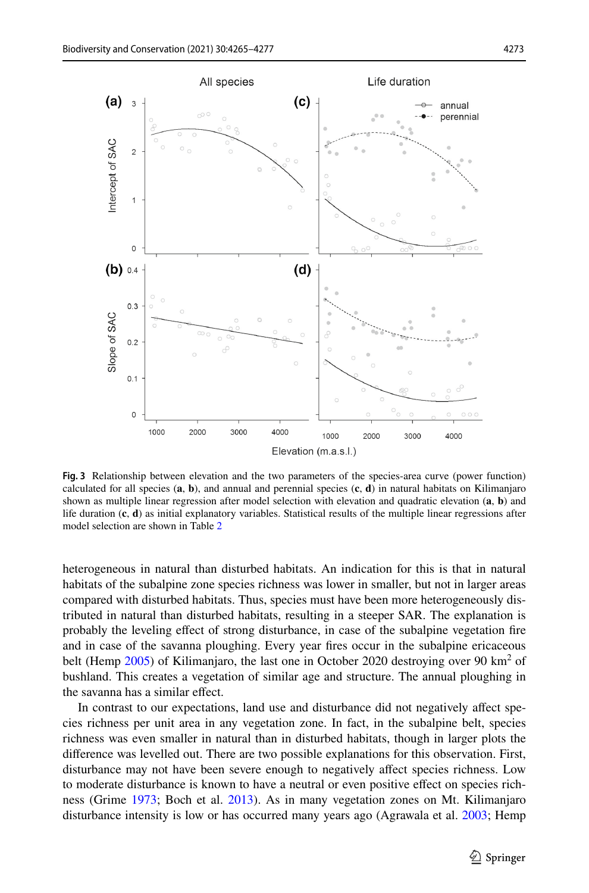**Fig. 3** Relationship between elevation and the two parameters of the species-area curve (power function) calculated for all species (**a**, **b**), and annual and perennial species (**c**, **d**) in natural habitats on Kilimanjaro shown as multiple linear regression after model selection with elevation and quadratic elevation (**a**, **b**) and life duration (**c**, **d**) as initial explanatory variables. Statistical results of the multiple linear regressions after model selection are shown in Table 2

heterogeneous in natural than disturbed habitats. An indication for this is that in natural habitats of the subalpine zone species richness was lower in smaller, but not in larger areas compared with disturbed habitats. Thus, species must have been more heterogeneously distributed in natural than disturbed habitats, resulting in a steeper SAR. The explanation is probably the leveling effect of strong disturbance, in case of the subalpine vegetation fire and in case of the savanna ploughing. Every year fires occur in the subalpine ericaceous belt (Hemp 2005) of Kilimanjaro, the last one in October 2020 destroying over 90 km$^2$ of bushland. This creates a vegetation of similar age and structure. The annual ploughing in the savanna has a similar effect.

In contrast to our expectations, land use and disturbance did not negatively affect species richness per unit area in any vegetation zone. In fact, in the subalpine belt, species richness was even smaller in natural than in disturbed habitats, though in larger plots the difference was levelled out. There are two possible explanations for this observation. First, disturbance may not have been severe enough to negatively affect species richness. Low to moderate disturbance is known to have a neutral or even positive effect on species richness (Grime 1973; Boch et al. 2013). As in many vegetation zones on Mt. Kilimanjaro disturbance intensity is low or has occurred many years ago (Agrawala et al. 2003; Hemp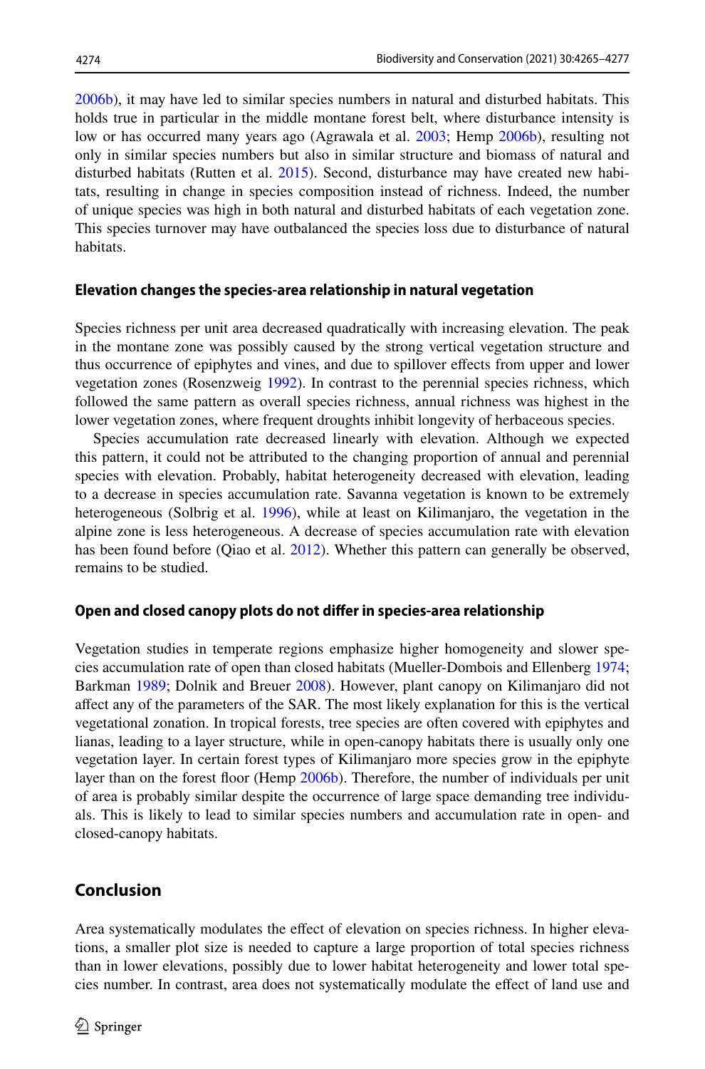2006b), it may have led to similar species numbers in natural and disturbed habitats. This holds true in particular in the middle montane forest belt, where disturbance intensity is low or has occurred many years ago (Agrawala et al. 2003; Hemp 2006b), resulting not only in similar species numbers but also in similar structure and biomass of natural and disturbed habitats (Rutten et al. 2015). Second, disturbance may have created new habitats, resulting in change in species composition instead of richness. Indeed, the number of unique species was high in both natural and disturbed habitats of each vegetation zone. This species turnover may have outbalanced the species loss due to disturbance of natural habitats.

### Elevation changes the species-area relationship in natural vegetation

Species richness per unit area decreased quadratically with increasing elevation. The peak in the montane zone was possibly caused by the strong vertical vegetation structure and thus occurrence of epiphytes and vines, and due to spillover effects from upper and lower vegetation zones (Rosenzweig 1992). In contrast to the perennial species richness, which followed the same pattern as overall species richness, annual richness was highest in the lower vegetation zones, where frequent droughts inhibit longevity of herbaceous species.

Species accumulation rate decreased linearly with elevation. Although we expected this pattern, it could not be attributed to the changing proportion of annual and perennial species with elevation. Probably, habitat heterogeneity decreased with elevation, leading to a decrease in species accumulation rate. Savanna vegetation is known to be extremely heterogeneous (Solbrig et al. 1996), while at least on Kilimanjaro, the vegetation in the alpine zone is less heterogeneous. A decrease of species accumulation rate with elevation has been found before (Qiao et al. 2012). Whether this pattern can generally be observed, remains to be studied.

### Open and closed canopy plots do not differ in species-area relationship

Vegetation studies in temperate regions emphasize higher homogeneity and slower species accumulation rate of open than closed habitats (Mueller-Dombois and Ellenberg 1974; Barkman 1989; Dolnik and Breuer 2008). However, plant canopy on Kilimanjaro did not affect any of the parameters of the SAR. The most likely explanation for this is the vertical vegetational zonation. In tropical forests, tree species are often covered with epiphytes and lianas, leading to a layer structure, while in open-canopy habitats there is usually only one vegetation layer. In certain forest types of Kilimanjaro more species grow in the epiphyte layer than on the forest floor (Hemp 2006b). Therefore, the number of individuals per unit of area is probably similar despite the occurrence of large space demanding tree individuals. This is likely to lead to similar species numbers and accumulation rate in open- and closed-canopy habitats.

## Conclusion

Area systematically modulates the effect of elevation on species richness. In higher elevations, a smaller plot size is needed to capture a large proportion of total species richness than in lower elevations, possibly due to lower habitat heterogeneity and lower total species number. In contrast, area does not systematically modulate the effect of land use and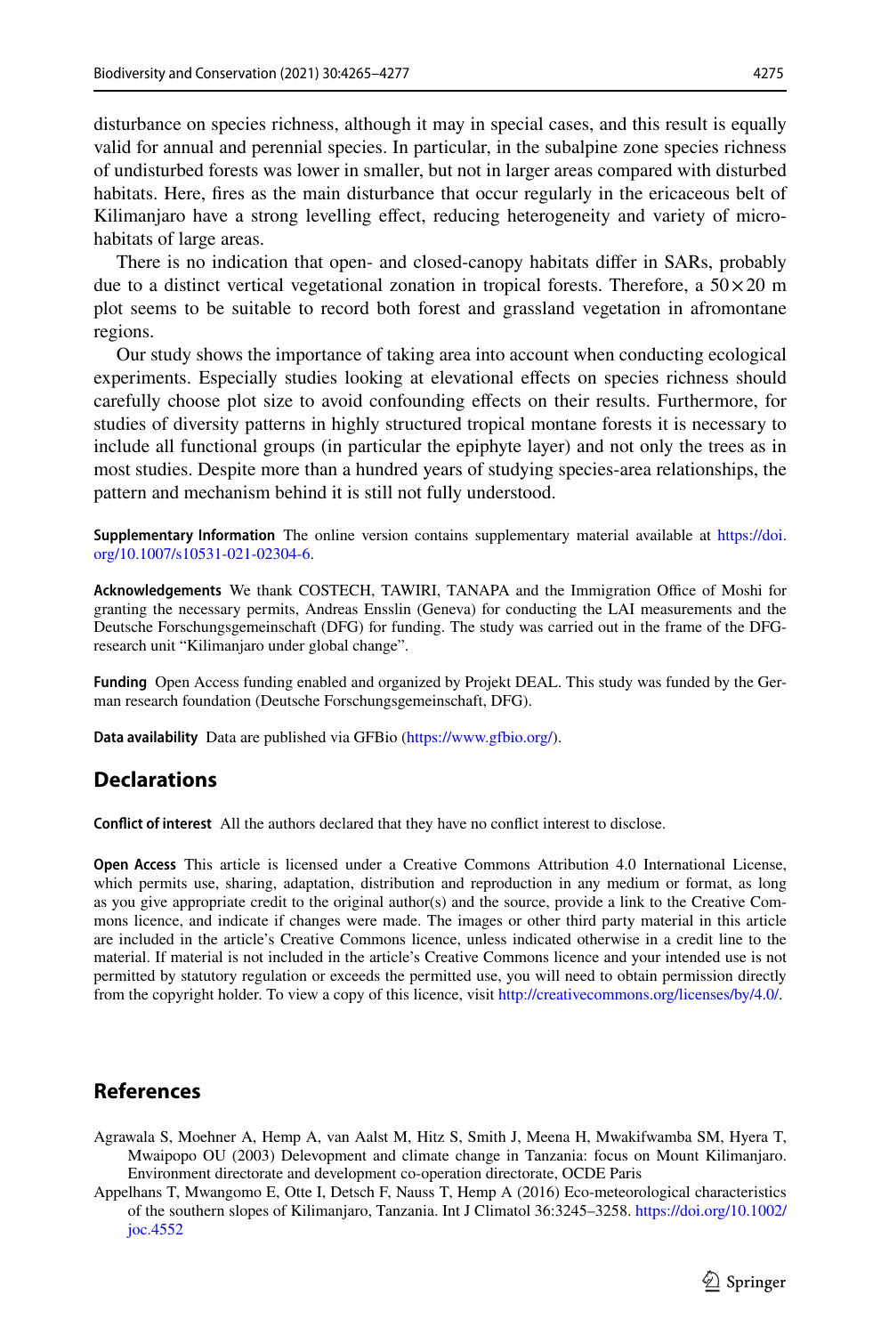disturbance on species richness, although it may in special cases, and this result is equally valid for annual and perennial species. In particular, in the subalpine zone species richness of undisturbed forests was lower in smaller, but not in larger areas compared with disturbed habitats. Here, fires as the main disturbance that occur regularly in the ericaceous belt of Kilimanjaro have a strong levelling effect, reducing heterogeneity and variety of microhabitats of large areas.

There is no indication that open- and closed-canopy habitats differ in SARs, probably due to a distinct vertical vegetational zonation in tropical forests. Therefore, a $50 \times 20$ m plot seems to be suitable to record both forest and grassland vegetation in afromontane regions.

Our study shows the importance of taking area into account when conducting ecological experiments. Especially studies looking at elevational effects on species richness should carefully choose plot size to avoid confounding effects on their results. Furthermore, for studies of diversity patterns in highly structured tropical montane forests it is necessary to include all functional groups (in particular the epiphyte layer) and not only the trees as in most studies. Despite more than a hundred years of studying species-area relationships, the pattern and mechanism behind it is still not fully understood.

**Supplementary Information** The online version contains supplementary material available at https://doi.org/10.1007/s10531-021-02304-6.

**Acknowledgements** We thank COSTECH, TAWIRI, TANAPA and the Immigration Office of Moshi for granting the necessary permits, Andreas Ensslin (Geneva) for conducting the LAI measurements and the Deutsche Forschungsgemeinschaft (DFG) for funding. The study was carried out in the frame of the DFG-research unit "Kilimanjaro under global change".

**Funding** Open Access funding enabled and organized by Projekt DEAL. This study was funded by the German research foundation (Deutsche Forschungsgemeinschaft, DFG).

**Data availability** Data are published via GFBio (https://www.gfbio.org/).

## Declarations

**Conflict of interest** All the authors declared that they have no conflict interest to disclose.

**Open Access** This article is licensed under a Creative Commons Attribution 4.0 International License, which permits use, sharing, adaptation, distribution and reproduction in any medium or format, as long as you give appropriate credit to the original author(s) and the source, provide a link to the Creative Commons licence, and indicate if changes were made. The images or other third party material in this article are included in the article's Creative Commons licence, unless indicated otherwise in a credit line to the material. If material is not included in the article's Creative Commons licence and your intended use is not permitted by statutory regulation or exceeds the permitted use, you will need to obtain permission directly from the copyright holder. To view a copy of this licence, visit http://creativecommons.org/licenses/by/4.0/.

## References

Agrawala S, Moehner A, Hemp A, van Aalst M, Hitz S, Smith J, Meena H, Mwakifwamba SM, Hyera T, Mwaipopo OU (2003) Delevopment and climate change in Tanzania: focus on Mount Kilimanjaro. Environment directorate and development co-operation directorate, OCDE Paris

Appelhans T, Mwangomo E, Otte I, Detsch F, Nauss T, Hemp A (2016) Eco-meteorological characteristics of the southern slopes of Kilimanjaro, Tanzania. Int J Climatol 36:3245–3258. https://doi.org/10.1002/joc.4552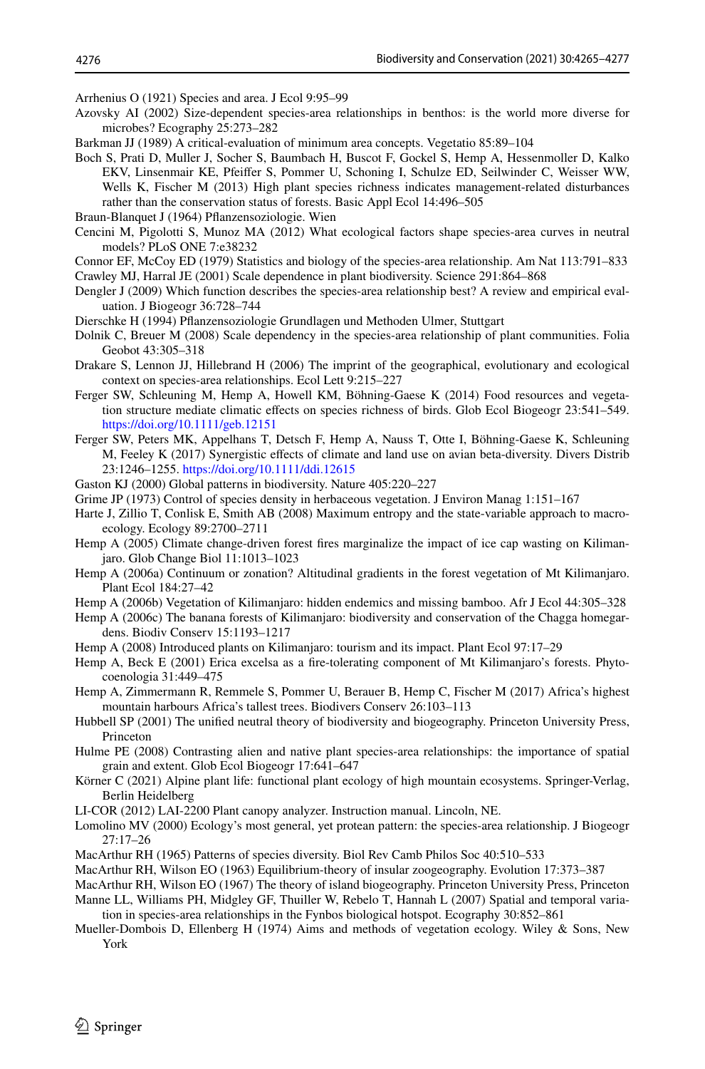Arrhenius O (1921) Species and area. J Ecol 9:95–99

Azovsky AI (2002) Size-dependent species-area relationships in benthos: is the world more diverse for microbes? Ecography 25:273–282

Barkman JJ (1989) A critical-evaluation of minimum area concepts. Vegetatio 85:89–104

Boch S, Prati D, Muller J, Socher S, Baumbach H, Buscot F, Gockel S, Hemp A, Hessenmoller D, Kalko EKV, Linsenmair KE, Pfeiffer S, Pommer U, Schoning I, Schulze ED, Seilwinder C, Weisser WW, Wells K, Fischer M (2013) High plant species richness indicates management-related disturbances rather than the conservation status of forests. Basic Appl Ecol 14:496–505

Braun-Blanquet J (1964) Pflanzensoziologie. Wien

Cencini M, Pigolotti S, Munoz MA (2012) What ecological factors shape species-area curves in neutral models? PLoS ONE 7:e38232

Connor EF, McCoy ED (1979) Statistics and biology of the species-area relationship. Am Nat 113:791–833

Crawley MJ, Harral JE (2001) Scale dependence in plant biodiversity. Science 291:864–868

Dengler J (2009) Which function describes the species-area relationship best? A review and empirical evaluation. J Biogeogr 36:728–744

Dierschke H (1994) Pflanzensoziologie Grundlagen und Methoden Ulmer, Stuttgart

Dolnik C, Breuer M (2008) Scale dependency in the species-area relationship of plant communities. Folia Geobot 43:305–318

Drakare S, Lennon JJ, Hillebrand H (2006) The imprint of the geographical, evolutionary and ecological context on species-area relationships. Ecol Lett 9:215–227

Ferger SW, Schleuning M, Hemp A, Howell KM, Böhning-Gaese K (2014) Food resources and vegetation structure mediate climatic effects on species richness of birds. Glob Ecol Biogeogr 23:541–549. https://doi.org/10.1111/geb.12151

Ferger SW, Peters MK, Appelhans T, Detsch F, Hemp A, Nauss T, Otte I, Böhning-Gaese K, Schleuning M, Feeley K (2017) Synergistic effects of climate and land use on avian beta-diversity. Divers Distrib 23:1246–1255. https://doi.org/10.1111/ddi.12615

Gaston KJ (2000) Global patterns in biodiversity. Nature 405:220–227

Grime JP (1973) Control of species density in herbaceous vegetation. J Environ Manag 1:151–167

Harte J, Zillio T, Conlisk E, Smith AB (2008) Maximum entropy and the state-variable approach to macroecology. Ecology 89:2700–2711

Hemp A (2005) Climate change-driven forest fires marginalize the impact of ice cap wasting on Kilimanjaro. Glob Change Biol 11:1013–1023

Hemp A (2006a) Continuum or zonation? Altitudinal gradients in the forest vegetation of Mt Kilimanjaro. Plant Ecol 184:27–42

Hemp A (2006b) Vegetation of Kilimanjaro: hidden endemics and missing bamboo. Afr J Ecol 44:305–328

Hemp A (2006c) The banana forests of Kilimanjaro: biodiversity and conservation of the Chagga homegardens. Biodiv Conserv 15:1193–1217

Hemp A (2008) Introduced plants on Kilimanjaro: tourism and its impact. Plant Ecol 97:17–29

Hemp A, Beck E (2001) Erica excelsa as a fire-tolerating component of Mt Kilimanjaro's forests. Phytocoenologia 31:449–475

Hemp A, Zimmermann R, Remmele S, Pommer U, Berauer B, Hemp C, Fischer M (2017) Africa's highest mountain harbours Africa's tallest trees. Biodivers Conserv 26:103–113

Hubbell SP (2001) The unified neutral theory of biodiversity and biogeography. Princeton University Press, Princeton

Hulme PE (2008) Contrasting alien and native plant species-area relationships: the importance of spatial grain and extent. Glob Ecol Biogeogr 17:641–647

Körner C (2021) Alpine plant life: functional plant ecology of high mountain ecosystems. Springer-Verlag, Berlin Heidelberg

LI-COR (2012) LAI-2200 Plant canopy analyzer. Instruction manual. Lincoln, NE.

Lomolino MV (2000) Ecology's most general, yet protean pattern: the species-area relationship. J Biogeogr 27:17–26

MacArthur RH (1965) Patterns of species diversity. Biol Rev Camb Philos Soc 40:510–533

MacArthur RH, Wilson EO (1963) Equilibrium-theory of insular zoogeography. Evolution 17:373–387

MacArthur RH, Wilson EO (1967) The theory of island biogeography. Princeton University Press, Princeton

Manne LL, Williams PH, Midgley GF, Thuiller W, Rebelo T, Hannah L (2007) Spatial and temporal variation in species-area relationships in the Fynbos biological hotspot. Ecography 30:852–861

Mueller-Dombois D, Ellenberg H (1974) Aims and methods of vegetation ecology. Wiley & Sons, New York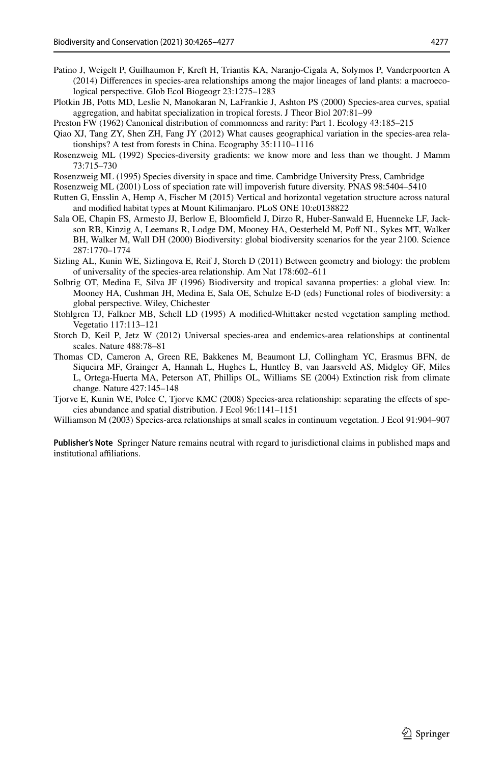Patino J, Weigelt P, Guilhaumon F, Kreft H, Triantis KA, Naranjo-Cigala A, Solymos P, Vanderpoorten A (2014) Differences in species-area relationships among the major lineages of land plants: a macroecological perspective. Glob Ecol Biogeogr 23:1275–1283

Plotkin JB, Potts MD, Leslie N, Manokaran N, LaFrankie J, Ashton PS (2000) Species-area curves, spatial aggregation, and habitat specialization in tropical forests. J Theor Biol 207:81–99

Preston FW (1962) Canonical distribution of commonness and rarity: Part 1. Ecology 43:185–215

Qiao XJ, Tang ZY, Shen ZH, Fang JY (2012) What causes geographical variation in the species-area relationships? A test from forests in China. Ecography 35:1110–1116

Rosenzweig ML (1992) Species-diversity gradients: we know more and less than we thought. J Mamm 73:715–730

Rosenzweig ML (1995) Species diversity in space and time. Cambridge University Press, Cambridge

Rosenzweig ML (2001) Loss of speciation rate will impoverish future diversity. PNAS 98:5404–5410

Rutten G, Ensslin A, Hemp A, Fischer M (2015) Vertical and horizontal vegetation structure across natural and modified habitat types at Mount Kilimanjaro. PLoS ONE 10:e0138822

Sala OE, Chapin FS, Armesto JJ, Berlow E, Bloomfield J, Dirzo R, Huber-Sanwald E, Huenneke LF, Jackson RB, Kinzig A, Leemans R, Lodge DM, Mooney HA, Oesterheld M, Poff NL, Sykes MT, Walker BH, Walker M, Wall DH (2000) Biodiversity: global biodiversity scenarios for the year 2100. Science 287:1770–1774

Sizling AL, Kunin WE, Sizlingova E, Reif J, Storch D (2011) Between geometry and biology: the problem of universality of the species-area relationship. Am Nat 178:602–611

Solbrig OT, Medina E, Silva JF (1996) Biodiversity and tropical savanna properties: a global view. In: Mooney HA, Cushman JH, Medina E, Sala OE, Schulze E-D (eds) Functional roles of biodiversity: a global perspective. Wiley, Chichester

Stohlgren TJ, Falkner MB, Schell LD (1995) A modified-Whittaker nested vegetation sampling method. Vegetatio 117:113–121

Storch D, Keil P, Jetz W (2012) Universal species-area and endemics-area relationships at continental scales. Nature 488:78–81

Thomas CD, Cameron A, Green RE, Bakkenes M, Beaumont LJ, Collingham YC, Erasmus BFN, de Siqueira MF, Grainger A, Hannah L, Hughes L, Huntley B, van Jaarsveld AS, Midgley GF, Miles L, Ortega-Huerta MA, Peterson AT, Phillips OL, Williams SE (2004) Extinction risk from climate change. Nature 427:145–148

Tjorve E, Kunin WE, Polce C, Tjorve KMC (2008) Species-area relationship: separating the effects of species abundance and spatial distribution. J Ecol 96:1141–1151

Williamson M (2003) Species-area relationships at small scales in continuum vegetation. J Ecol 91:904–907

**Publisher's Note** Springer Nature remains neutral with regard to jurisdictional claims in published maps and institutional affiliations.